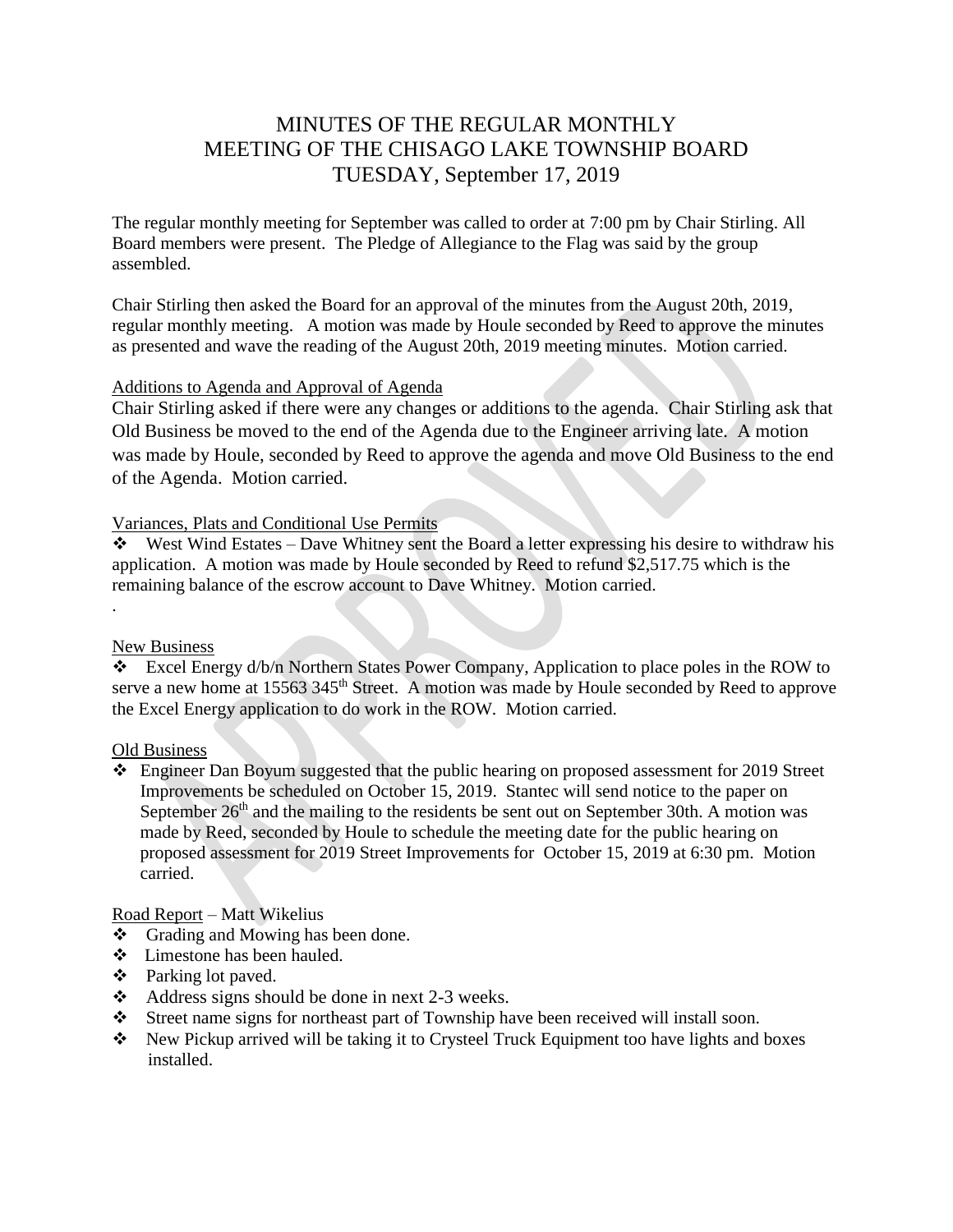# MINUTES OF THE REGULAR MONTHLY MEETING OF THE CHISAGO LAKE TOWNSHIP BOARD TUESDAY, September 17, 2019

The regular monthly meeting for September was called to order at 7:00 pm by Chair Stirling. All Board members were present. The Pledge of Allegiance to the Flag was said by the group assembled.

Chair Stirling then asked the Board for an approval of the minutes from the August 20th, 2019, regular monthly meeting. A motion was made by Houle seconded by Reed to approve the minutes as presented and wave the reading of the August 20th, 2019 meeting minutes. Motion carried.

## Additions to Agenda and Approval of Agenda

Chair Stirling asked if there were any changes or additions to the agenda. Chair Stirling ask that Old Business be moved to the end of the Agenda due to the Engineer arriving late. A motion was made by Houle, seconded by Reed to approve the agenda and move Old Business to the end of the Agenda. Motion carried.

## Variances, Plats and Conditional Use Permits

- West Wind Estates – Dave Whitney sent the Board a letter expressing his desire to withdraw his application. A motion was made by Houle seconded by Reed to refund $2,517.75 which is the remaining balance of the escrow account to Dave Whitney. Motion carried.

.

## New Business

- Excel Energy d/b/n Northern States Power Company, Application to place poles in the ROW to serve a new home at 15563 345th Street. A motion was made by Houle seconded by Reed to approve the Excel Energy application to do work in the ROW. Motion carried.

## Old Business

- Engineer Dan Boyum suggested that the public hearing on proposed assessment for 2019 Street Improvements be scheduled on October 15, 2019. Stantec will send notice to the paper on September 26th and the mailing to the residents be sent out on September 30th. A motion was made by Reed, seconded by Houle to schedule the meeting date for the public hearing on proposed assessment for 2019 Street Improvements for October 15, 2019 at 6:30 pm. Motion carried.

## Road Report – Matt Wikelius

- Grading and Mowing has been done.
- Limestone has been hauled.
- Parking lot paved.
- Address signs should be done in next 2-3 weeks.
- Street name signs for northeast part of Township have been received will install soon.
- New Pickup arrived will be taking it to Crysteel Truck Equipment too have lights and boxes installed.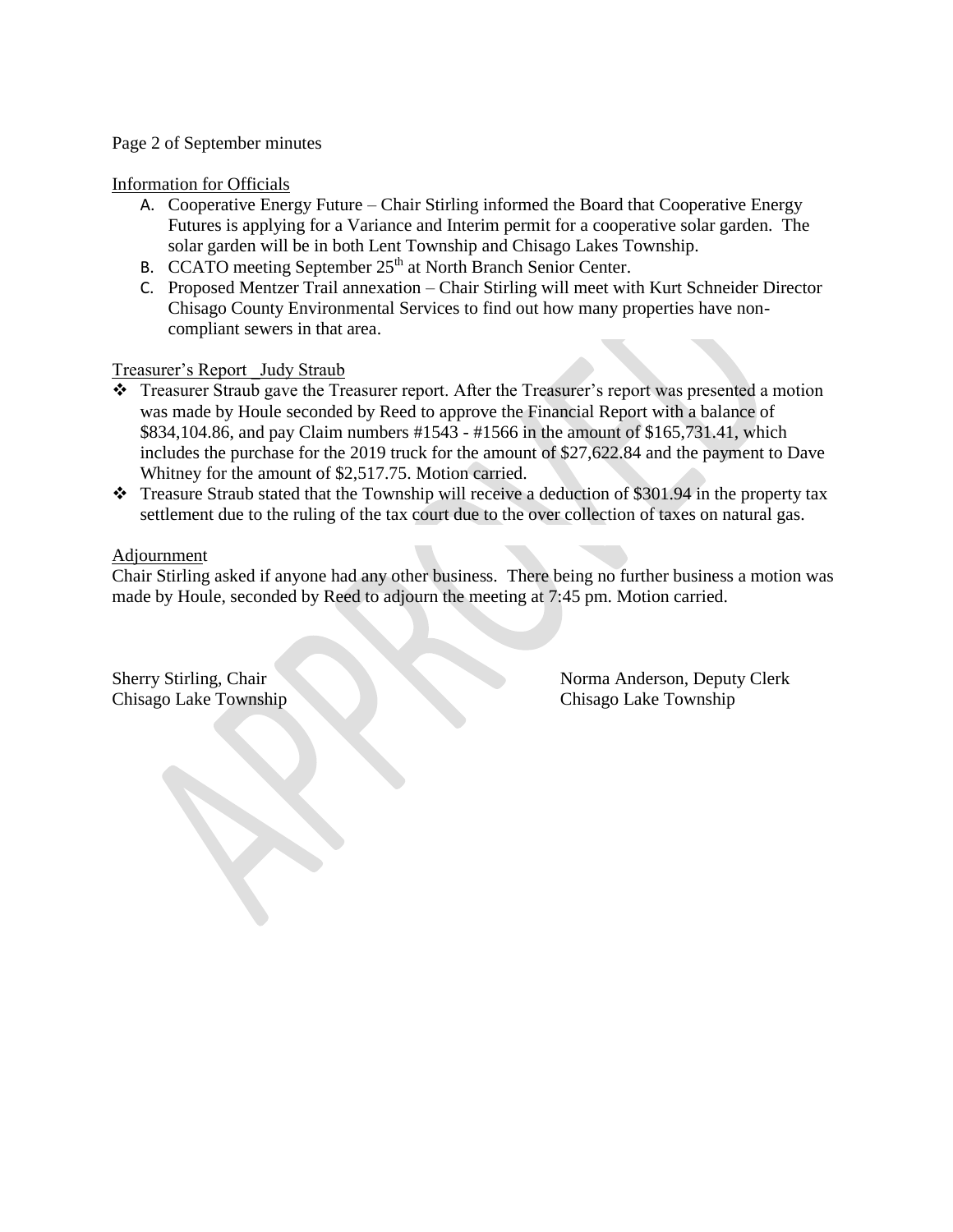Page 2 of September minutes

Information for Officials

A. Cooperative Energy Future – Chair Stirling informed the Board that Cooperative Energy Futures is applying for a Variance and Interim permit for a cooperative solar garden. The solar garden will be in both Lent Township and Chisago Lakes Township.
B. CCATO meeting September 25th at North Branch Senior Center.
C. Proposed Mentzer Trail annexation – Chair Stirling will meet with Kurt Schneider Director Chisago County Environmental Services to find out how many properties have non-compliant sewers in that area.

Treasurer's Report Judy Straub

- Treasurer Straub gave the Treasurer report. After the Treasurer's report was presented a motion was made by Houle seconded by Reed to approve the Financial Report with a balance of $834,104.86, and pay Claim numbers #1543 - #1566 in the amount of $165,731.41, which includes the purchase for the 2019 truck for the amount of $27,622.84 and the payment to Dave Whitney for the amount of $2,517.75. Motion carried.
- Treasure Straub stated that the Township will receive a deduction of $301.94 in the property tax settlement due to the ruling of the tax court due to the over collection of taxes on natural gas.

Adjournment

Chair Stirling asked if anyone had any other business. There being no further business a motion was made by Houle, seconded by Reed to adjourn the meeting at 7:45 pm. Motion carried.

Sherry Stirling, Chair
Chisago Lake Township

Norma Anderson, Deputy Clerk
Chisago Lake Township